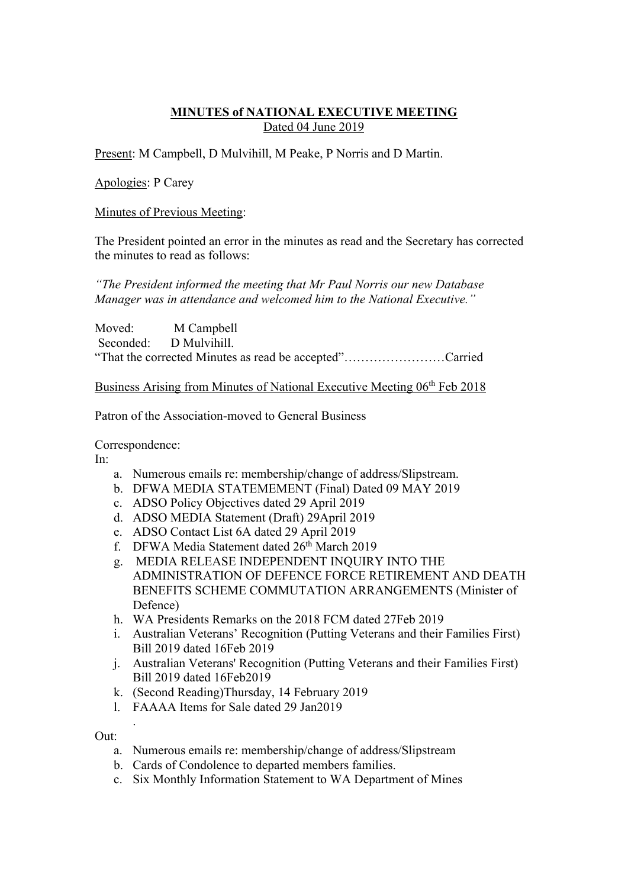**MINUTES of NATIONAL EXECUTIVE MEETING**
Dated 04 June 2019

Present: M Campbell, D Mulvihill, M Peake, P Norris and D Martin.

Apologies: P Carey

Minutes of Previous Meeting:

The President pointed an error in the minutes as read and the Secretary has corrected the minutes to read as follows:

*"The President informed the meeting that Mr Paul Norris our new Database Manager was in attendance and welcomed him to the National Executive."*

Moved: M Campbell
Seconded: D Mulvihill.
"That the corrected Minutes as read be accepted"……………………Carried

Business Arising from Minutes of National Executive Meeting 06th Feb 2018

Patron of the Association-moved to General Business

Correspondence:
In:

a. Numerous emails re: membership/change of address/Slipstream.
b. DFWA MEDIA STATEMEMENT (Final) Dated 09 MAY 2019
c. ADSO Policy Objectives dated 29 April 2019
d. ADSO MEDIA Statement (Draft) 29April 2019
e. ADSO Contact List 6A dated 29 April 2019
f. DFWA Media Statement dated 26th March 2019
g. MEDIA RELEASE INDEPENDENT INQUIRY INTO THE ADMINISTRATION OF DEFENCE FORCE RETIREMENT AND DEATH BENEFITS SCHEME COMMUTATION ARRANGEMENTS (Minister of Defence)
h. WA Presidents Remarks on the 2018 FCM dated 27Feb 2019
i. Australian Veterans' Recognition (Putting Veterans and their Families First) Bill 2019 dated 16Feb 2019
j. Australian Veterans' Recognition (Putting Veterans and their Families First) Bill 2019 dated 16Feb2019
k. (Second Reading)Thursday, 14 February 2019
l. FAAAA Items for Sale dated 29 Jan2019

Out:

a. Numerous emails re: membership/change of address/Slipstream
b. Cards of Condolence to departed members families.
c. Six Monthly Information Statement to WA Department of Mines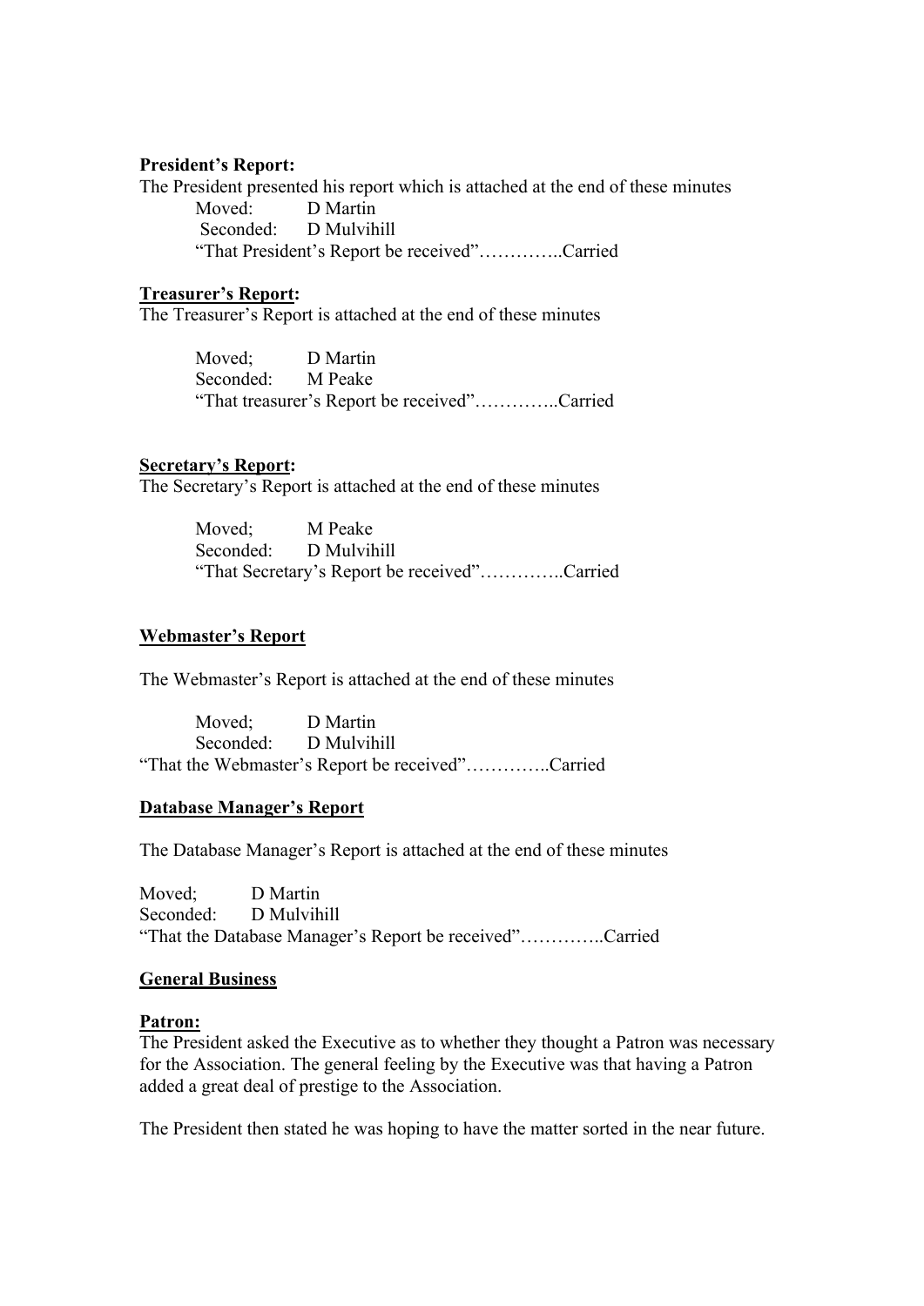**President's Report:**

The President presented his report which is attached at the end of these minutes

Moved: D Martin
Seconded: D Mulvihill
"That President's Report be received"…………..Carried

**Treasurer's Report:**

The Treasurer's Report is attached at the end of these minutes

Moved; D Martin
Seconded: M Peake
"That treasurer's Report be received"…………..Carried

**Secretary's Report:**

The Secretary's Report is attached at the end of these minutes

Moved; M Peake
Seconded: D Mulvihill
"That Secretary's Report be received"…………..Carried

**Webmaster's Report**

The Webmaster's Report is attached at the end of these minutes

Moved; D Martin
Seconded: D Mulvihill
"That the Webmaster's Report be received"…………..Carried

**Database Manager's Report**

The Database Manager's Report is attached at the end of these minutes

Moved; D Martin
Seconded: D Mulvihill
"That the Database Manager's Report be received"…………..Carried

**General Business**

**Patron:**

The President asked the Executive as to whether they thought a Patron was necessary for the Association. The general feeling by the Executive was that having a Patron added a great deal of prestige to the Association.

The President then stated he was hoping to have the matter sorted in the near future.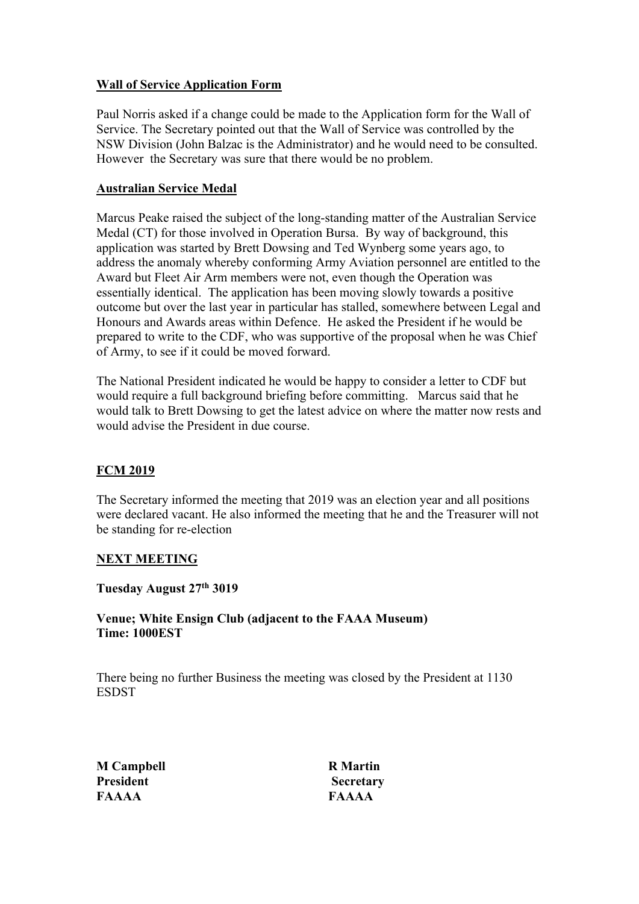**Wall of Service Application Form**

Paul Norris asked if a change could be made to the Application form for the Wall of Service. The Secretary pointed out that the Wall of Service was controlled by the NSW Division (John Balzac is the Administrator) and he would need to be consulted. However the Secretary was sure that there would be no problem.

**Australian Service Medal**

Marcus Peake raised the subject of the long-standing matter of the Australian Service Medal (CT) for those involved in Operation Bursa. By way of background, this application was started by Brett Dowsing and Ted Wynberg some years ago, to address the anomaly whereby conforming Army Aviation personnel are entitled to the Award but Fleet Air Arm members were not, even though the Operation was essentially identical. The application has been moving slowly towards a positive outcome but over the last year in particular has stalled, somewhere between Legal and Honours and Awards areas within Defence. He asked the President if he would be prepared to write to the CDF, who was supportive of the proposal when he was Chief of Army, to see if it could be moved forward.

The National President indicated he would be happy to consider a letter to CDF but would require a full background briefing before committing. Marcus said that he would talk to Brett Dowsing to get the latest advice on where the matter now rests and would advise the President in due course.

**FCM 2019**

The Secretary informed the meeting that 2019 was an election year and all positions were declared vacant. He also informed the meeting that he and the Treasurer will not be standing for re-election

**NEXT MEETING**

**Tuesday August 27th 3019**

**Venue; White Ensign Club (adjacent to the FAAA Museum)**
**Time: 1000EST**

There being no further Business the meeting was closed by the President at 1130 ESDST

| | |
|---|---|
| **M Campbell** | **R Martin** |
| **President** | **Secretary** |
| **FAAAA** | **FAAAA** |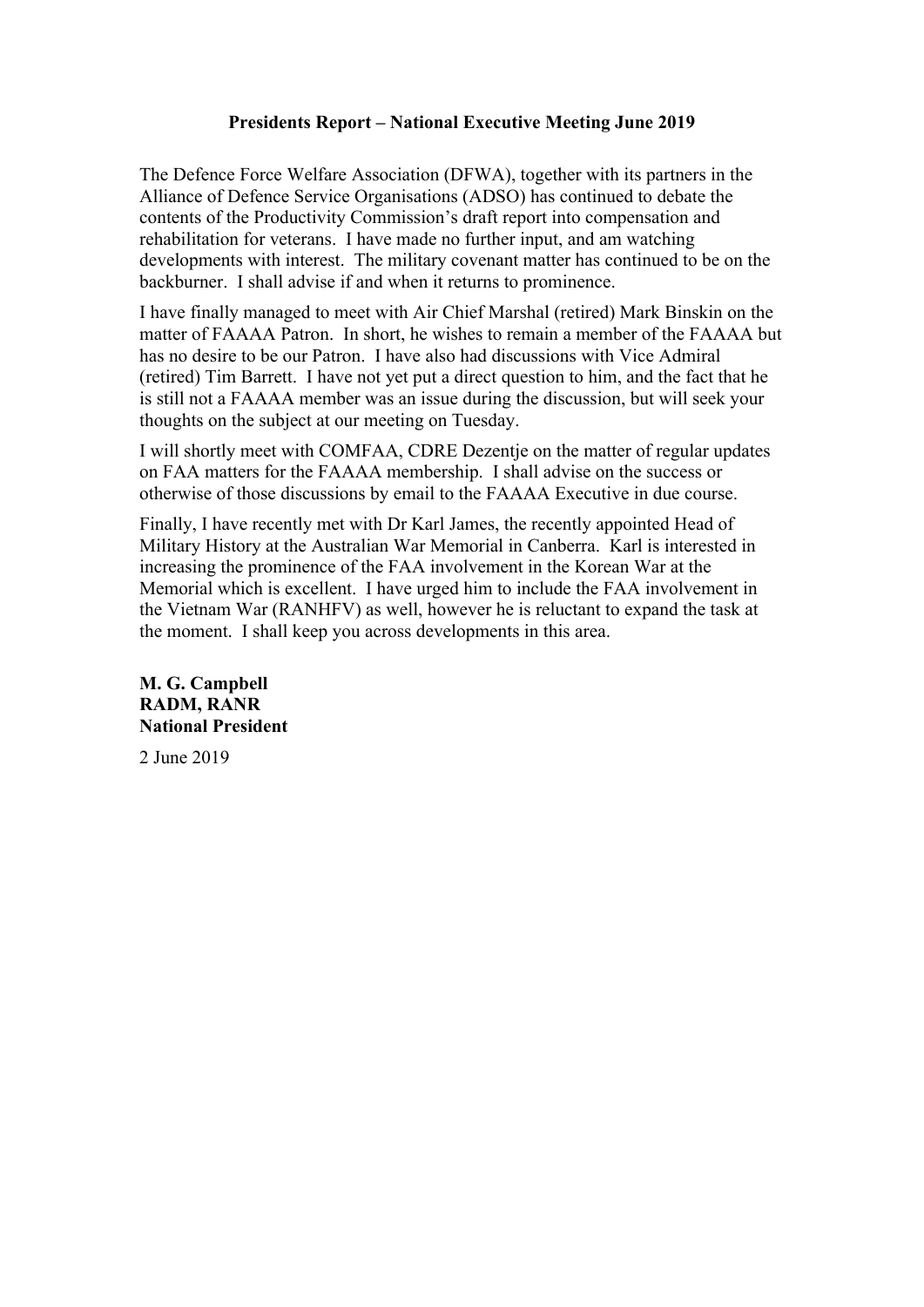**Presidents Report – National Executive Meeting June 2019**

The Defence Force Welfare Association (DFWA), together with its partners in the Alliance of Defence Service Organisations (ADSO) has continued to debate the contents of the Productivity Commission's draft report into compensation and rehabilitation for veterans. I have made no further input, and am watching developments with interest. The military covenant matter has continued to be on the backburner. I shall advise if and when it returns to prominence.

I have finally managed to meet with Air Chief Marshal (retired) Mark Binskin on the matter of FAAAA Patron. In short, he wishes to remain a member of the FAAAA but has no desire to be our Patron. I have also had discussions with Vice Admiral (retired) Tim Barrett. I have not yet put a direct question to him, and the fact that he is still not a FAAAA member was an issue during the discussion, but will seek your thoughts on the subject at our meeting on Tuesday.

I will shortly meet with COMFAA, CDRE Dezentje on the matter of regular updates on FAA matters for the FAAAA membership. I shall advise on the success or otherwise of those discussions by email to the FAAAA Executive in due course.

Finally, I have recently met with Dr Karl James, the recently appointed Head of Military History at the Australian War Memorial in Canberra. Karl is interested in increasing the prominence of the FAA involvement in the Korean War at the Memorial which is excellent. I have urged him to include the FAA involvement in the Vietnam War (RANHFV) as well, however he is reluctant to expand the task at the moment. I shall keep you across developments in this area.

**M. G. Campbell**
**RADM, RANR**
**National President**

2 June 2019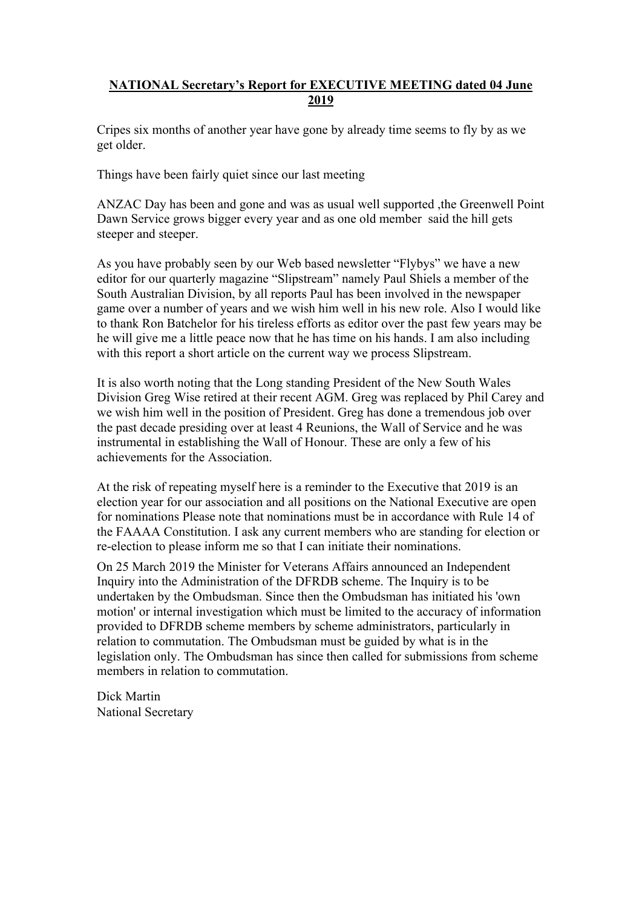# NATIONAL Secretary's Report for EXECUTIVE MEETING dated 04 June 2019

Cripes six months of another year have gone by already time seems to fly by as we get older.

Things have been fairly quiet since our last meeting

ANZAC Day has been and gone and was as usual well supported ,the Greenwell Point Dawn Service grows bigger every year and as one old member said the hill gets steeper and steeper.

As you have probably seen by our Web based newsletter "Flybys" we have a new editor for our quarterly magazine "Slipstream" namely Paul Shiels a member of the South Australian Division, by all reports Paul has been involved in the newspaper game over a number of years and we wish him well in his new role. Also I would like to thank Ron Batchelor for his tireless efforts as editor over the past few years may be he will give me a little peace now that he has time on his hands. I am also including with this report a short article on the current way we process Slipstream.

It is also worth noting that the Long standing President of the New South Wales Division Greg Wise retired at their recent AGM. Greg was replaced by Phil Carey and we wish him well in the position of President. Greg has done a tremendous job over the past decade presiding over at least 4 Reunions, the Wall of Service and he was instrumental in establishing the Wall of Honour. These are only a few of his achievements for the Association.

At the risk of repeating myself here is a reminder to the Executive that 2019 is an election year for our association and all positions on the National Executive are open for nominations Please note that nominations must be in accordance with Rule 14 of the FAAAA Constitution. I ask any current members who are standing for election or re-election to please inform me so that I can initiate their nominations.

On 25 March 2019 the Minister for Veterans Affairs announced an Independent Inquiry into the Administration of the DFRDB scheme. The Inquiry is to be undertaken by the Ombudsman. Since then the Ombudsman has initiated his 'own motion' or internal investigation which must be limited to the accuracy of information provided to DFRDB scheme members by scheme administrators, particularly in relation to commutation. The Ombudsman must be guided by what is in the legislation only. The Ombudsman has since then called for submissions from scheme members in relation to commutation.

Dick Martin
National Secretary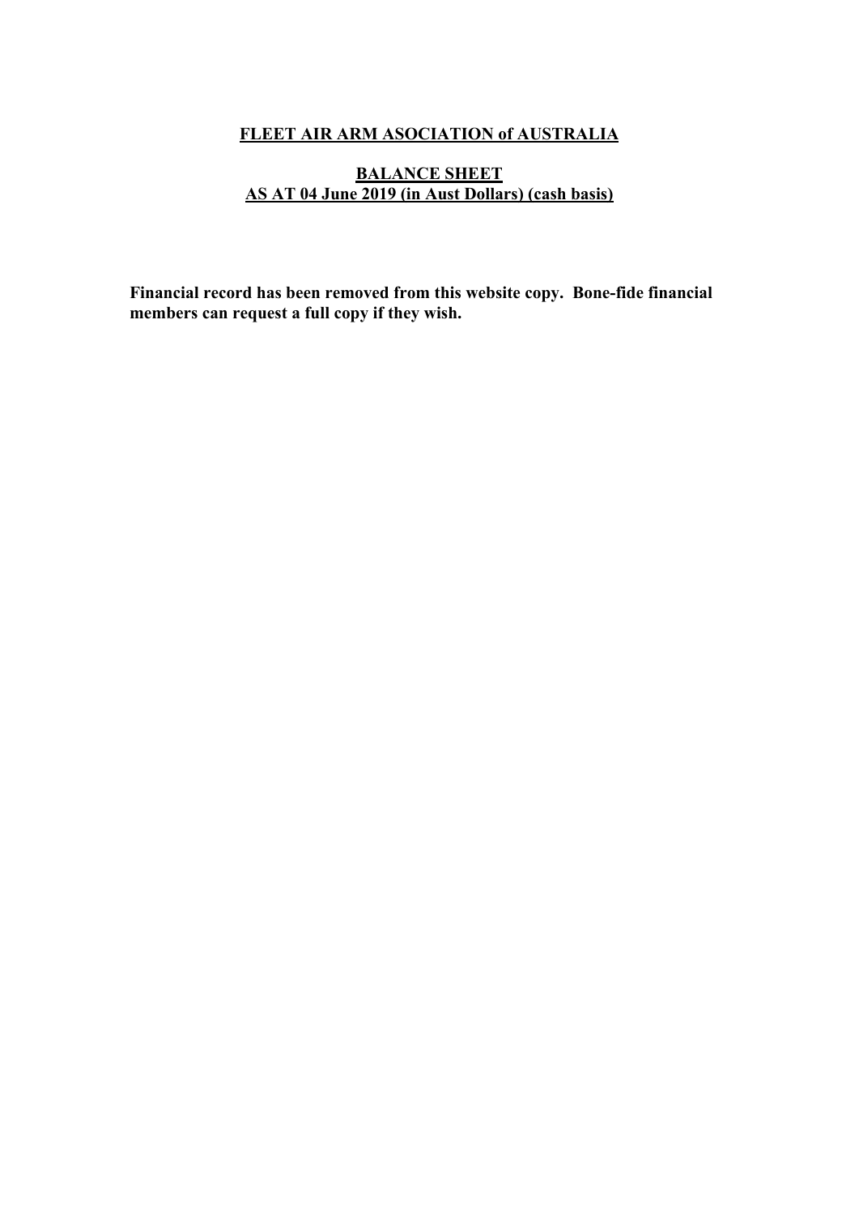**FLEET AIR ARM ASOCIATION of AUSTRALIA**

**BALANCE SHEET**
**AS AT 04 June 2019 (in Aust Dollars) (cash basis)**

**Financial record has been removed from this website copy. Bone-fide financial members can request a full copy if they wish.**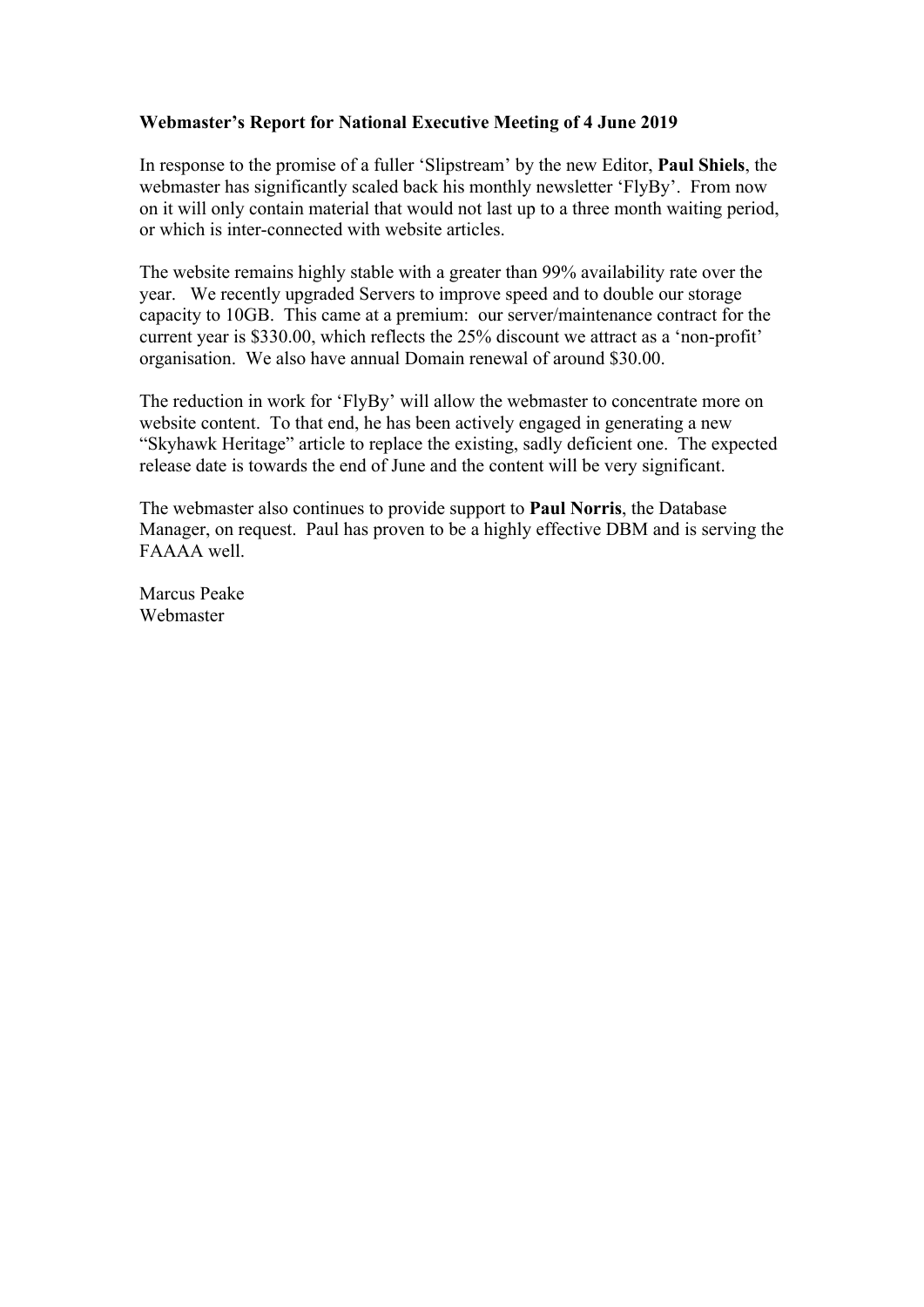**Webmaster's Report for National Executive Meeting of 4 June 2019**

In response to the promise of a fuller 'Slipstream' by the new Editor, **Paul Shiels**, the webmaster has significantly scaled back his monthly newsletter 'FlyBy'. From now on it will only contain material that would not last up to a three month waiting period, or which is inter-connected with website articles.

The website remains highly stable with a greater than 99% availability rate over the year. We recently upgraded Servers to improve speed and to double our storage capacity to 10GB. This came at a premium: our server/maintenance contract for the current year is $330.00, which reflects the 25% discount we attract as a 'non-profit' organisation. We also have annual Domain renewal of around $30.00.

The reduction in work for 'FlyBy' will allow the webmaster to concentrate more on website content. To that end, he has been actively engaged in generating a new "Skyhawk Heritage" article to replace the existing, sadly deficient one. The expected release date is towards the end of June and the content will be very significant.

The webmaster also continues to provide support to **Paul Norris**, the Database Manager, on request. Paul has proven to be a highly effective DBM and is serving the FAAAA well.

Marcus Peake
Webmaster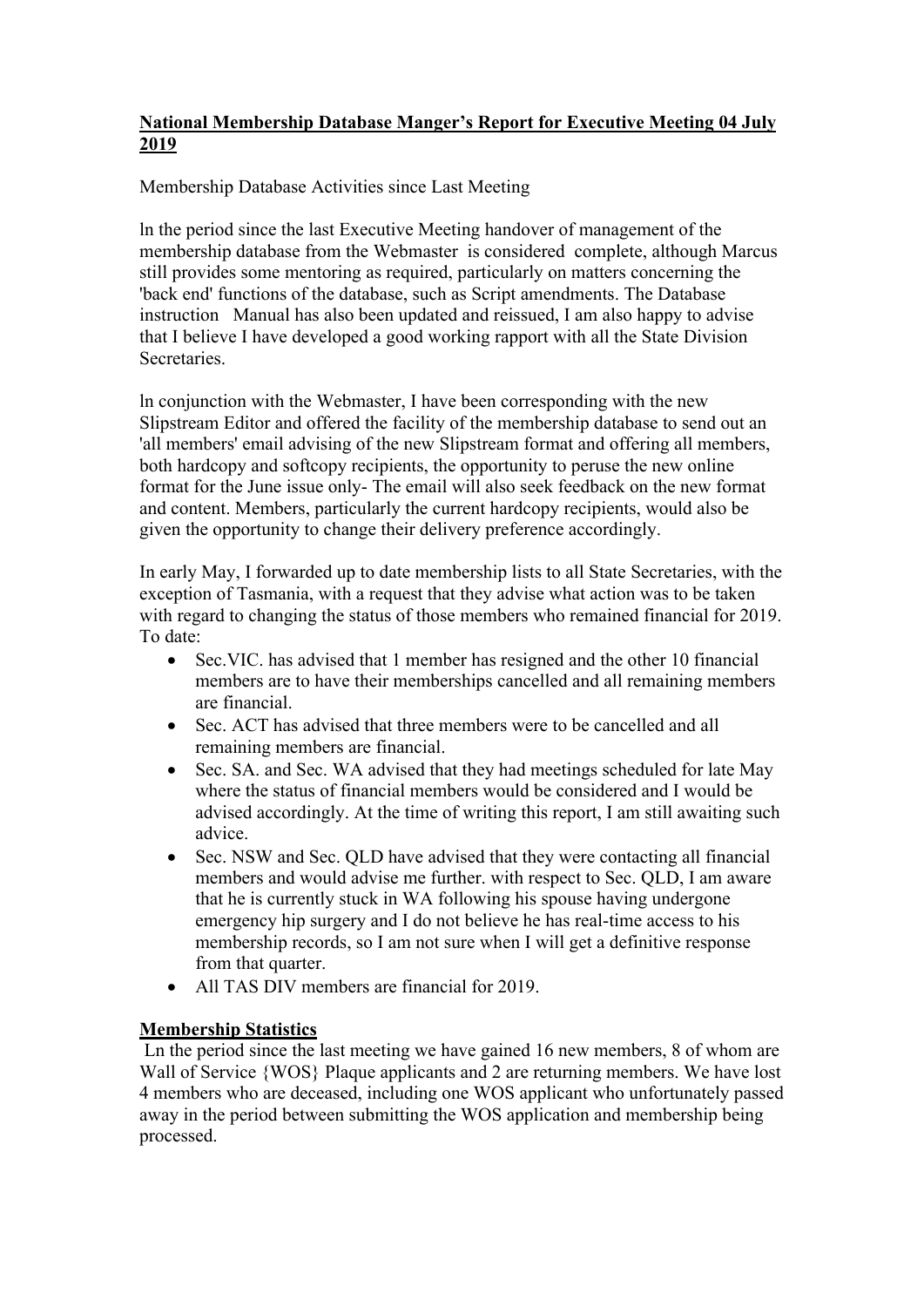**National Membership Database Manger's Report for Executive Meeting 04 July 2019**

Membership Database Activities since Last Meeting

ln the period since the last Executive Meeting handover of management of the membership database from the Webmaster is considered complete, although Marcus still provides some mentoring as required, particularly on matters concerning the 'back end' functions of the database, such as Script amendments. The Database instruction Manual has also been updated and reissued, I am also happy to advise that I believe I have developed a good working rapport with all the State Division Secretaries.

ln conjunction with the Webmaster, I have been corresponding with the new Slipstream Editor and offered the facility of the membership database to send out an 'all members' email advising of the new Slipstream format and offering all members, both hardcopy and softcopy recipients, the opportunity to peruse the new online format for the June issue only- The email will also seek feedback on the new format and content. Members, particularly the current hardcopy recipients, would also be given the opportunity to change their delivery preference accordingly.

In early May, I forwarded up to date membership lists to all State Secretaries, with the exception of Tasmania, with a request that they advise what action was to be taken with regard to changing the status of those members who remained financial for 2019. To date:

- Sec.VIC. has advised that 1 member has resigned and the other 10 financial members are to have their memberships cancelled and all remaining members are financial.
- Sec. ACT has advised that three members were to be cancelled and all remaining members are financial.
- Sec. SA. and Sec. WA advised that they had meetings scheduled for late May where the status of financial members would be considered and I would be advised accordingly. At the time of writing this report, I am still awaiting such advice.
- Sec. NSW and Sec. QLD have advised that they were contacting all financial members and would advise me further. with respect to Sec. QLD, I am aware that he is currently stuck in WA following his spouse having undergone emergency hip surgery and I do not believe he has real-time access to his membership records, so I am not sure when I will get a definitive response from that quarter.
- All TAS DIV members are financial for 2019.

**Membership Statistics**

Ln the period since the last meeting we have gained 16 new members, 8 of whom are Wall of Service {WOS} Plaque applicants and 2 are returning members. We have lost 4 members who are deceased, including one WOS applicant who unfortunately passed away in the period between submitting the WOS application and membership being processed.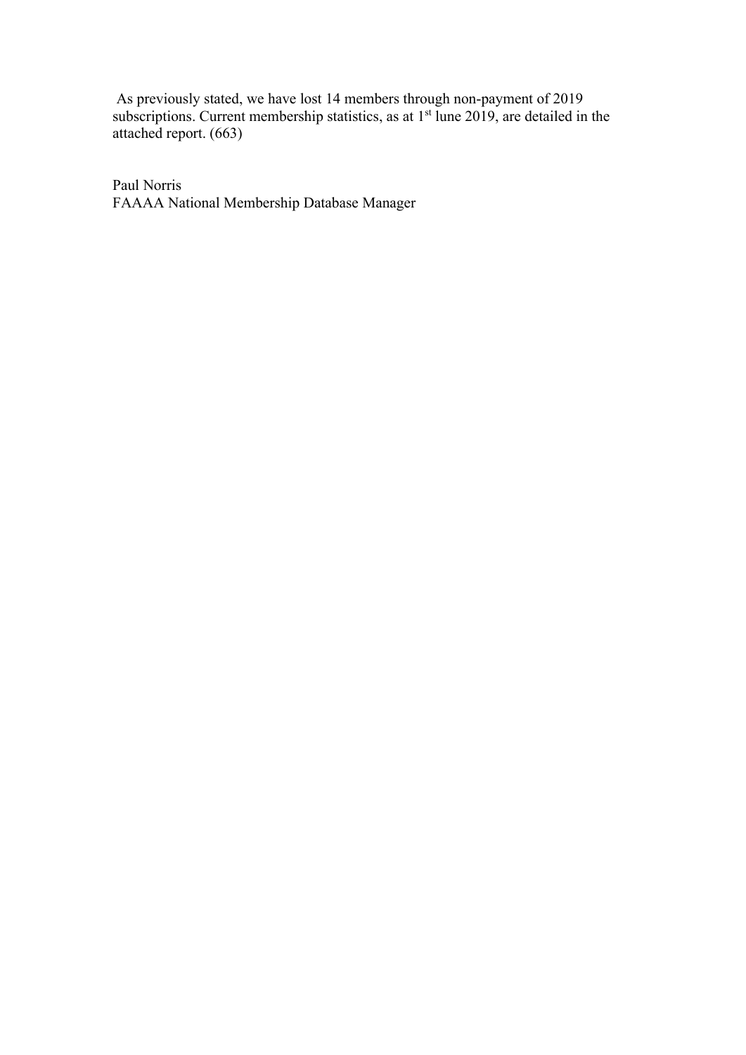As previously stated, we have lost 14 members through non-payment of 2019 subscriptions. Current membership statistics, as at 1st lune 2019, are detailed in the attached report. (663)

Paul Norris
FAAAA National Membership Database Manager